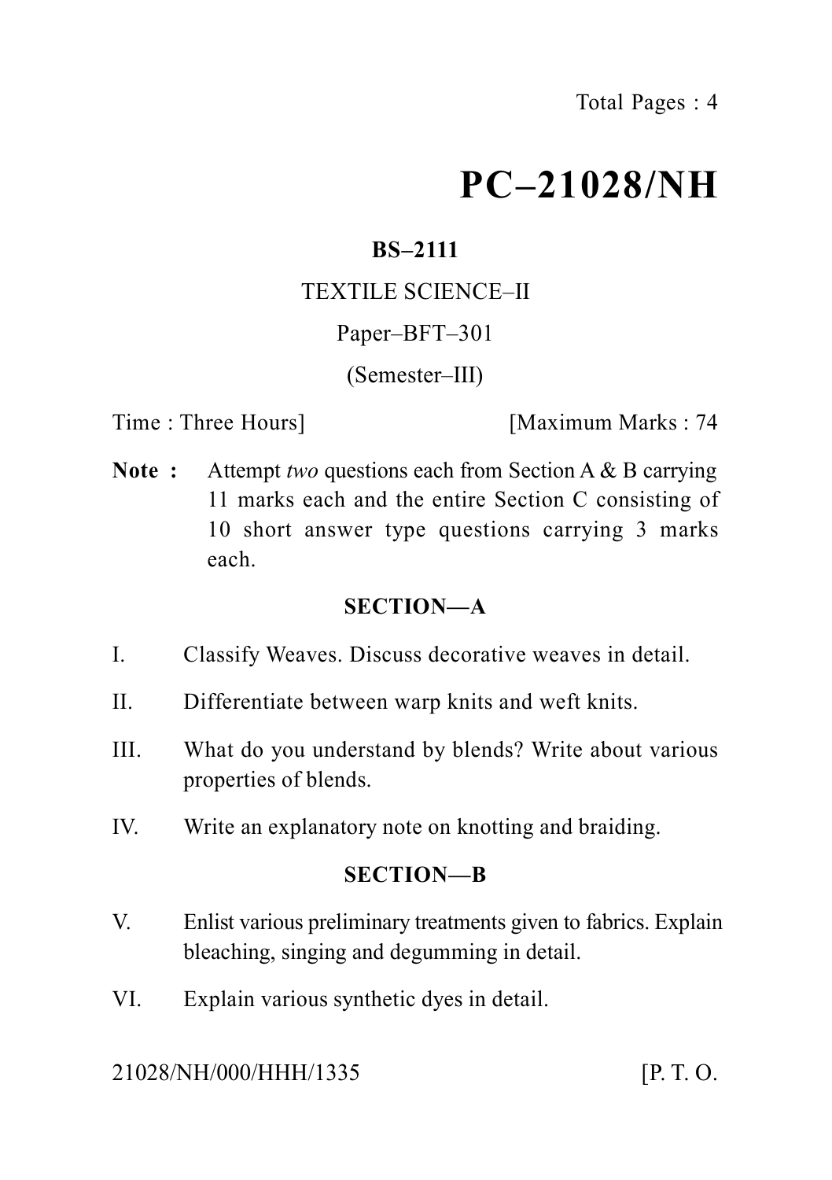# PC–21028/NH

**BS–2111**

TEXTILE SCIENCE–II

Paper–BFT–301

(Semester–III)

Time : Three Hours] [Maximum Marks : 74

**Note :** Attempt *two* questions each from Section A & B carrying 11 marks each and the entire Section C consisting of 10 short answer type questions carrying 3 marks each.

## SECTION—A

I. Classify Weaves. Discuss decorative weaves in detail.

II. Differentiate between warp knits and weft knits.

III. What do you understand by blends? Write about various properties of blends.

IV. Write an explanatory note on knotting and braiding.

## SECTION—B

V. Enlist various preliminary treatments given to fabrics. Explain bleaching, singing and degumming in detail.

VI. Explain various synthetic dyes in detail.

21028/NH/000/HHH/1335 [P. T. O.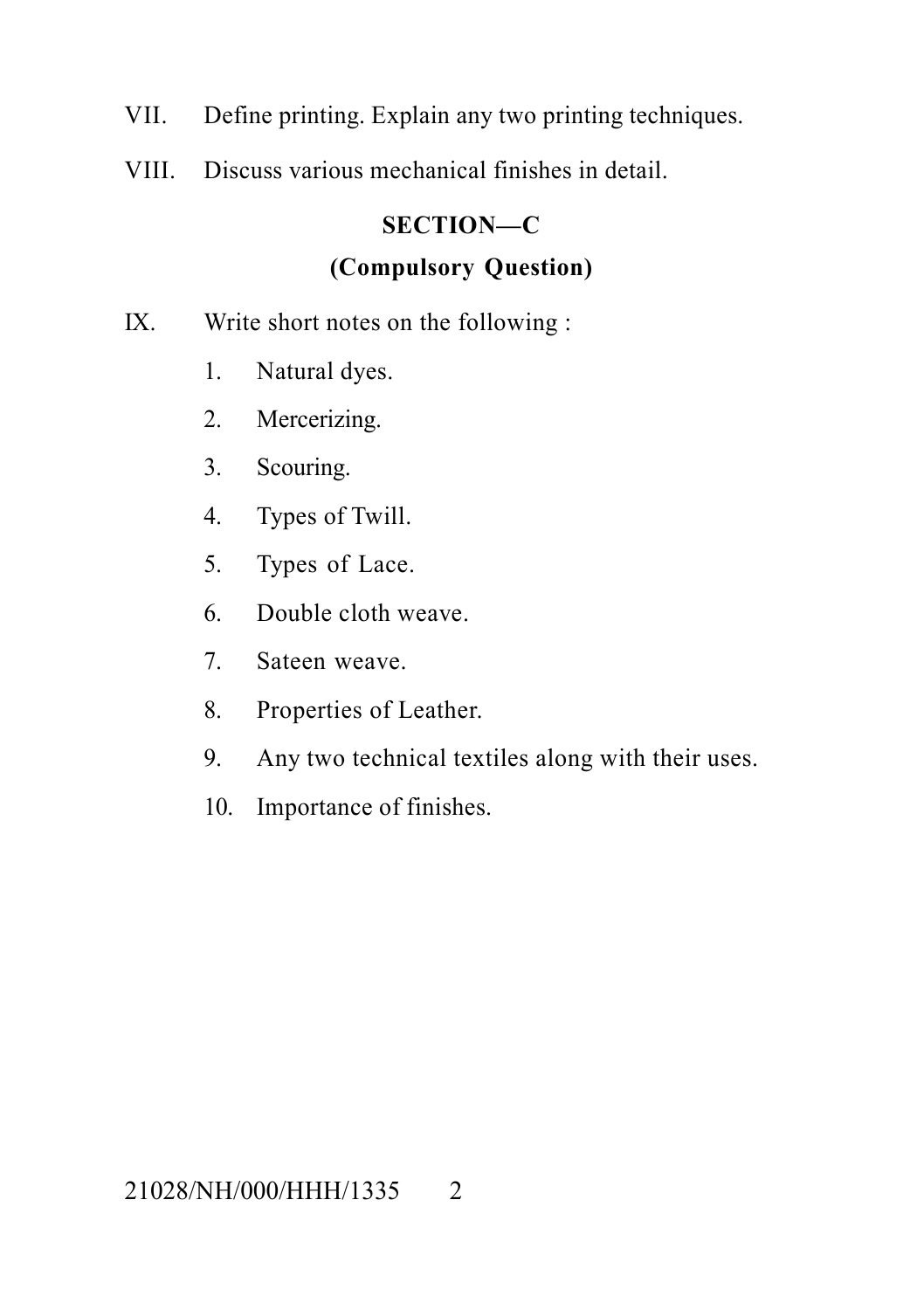VII. Define printing. Explain any two printing techniques.

VIII. Discuss various mechanical finishes in detail.

## SECTION—C

### (Compulsory Question)

IX. Write short notes on the following :

1. Natural dyes.
2. Mercerizing.
3. Scouring.
4. Types of Twill.
5. Types of Lace.
6. Double cloth weave.
7. Sateen weave.
8. Properties of Leather.
9. Any two technical textiles along with their uses.
10. Importance of finishes.

21028/NH/000/HHH/1335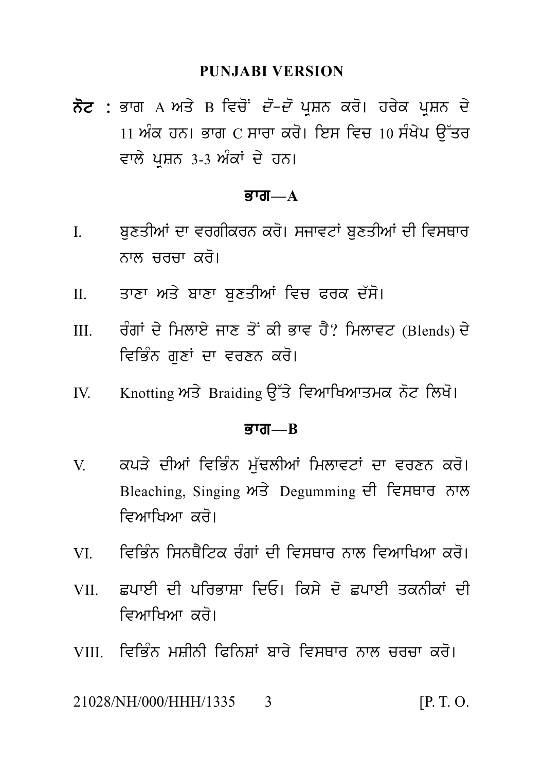## PUNJABI VERSION

**ਨੋਟ :** ਭਾਗ A ਅਤੇ B ਵਿਚੋਂ *ਦੋ-ਦੋ* ਪ੍ਰਸ਼ਨ ਕਰੋ। ਹਰੇਕ ਪ੍ਰਸ਼ਨ ਦੇ 11 ਅੰਕ ਹਨ। ਭਾਗ C ਸਾਰਾ ਕਰੋ। ਇਸ ਵਿਚ 10 ਸੰਖੇਪ ਉੱਤਰ ਵਾਲੇ ਪ੍ਰਸ਼ਨ 3-3 ਅੰਕਾਂ ਦੇ ਹਨ।

### ਭਾਗ—A

I. ਬੁਣਤੀਆਂ ਦਾ ਵਰਗੀਕਰਨ ਕਰੋ। ਸਜਾਵਟਾਂ ਬੁਣਤੀਆਂ ਦੀ ਵਿਸਥਾਰ ਨਾਲ ਚਰਚਾ ਕਰੋ।

II. ਤਾਣਾ ਅਤੇ ਬਾਣਾ ਬੁਣਤੀਆਂ ਵਿਚ ਫਰਕ ਦੱਸੋ।

III. ਰੰਗਾਂ ਦੇ ਮਿਲਾਏ ਜਾਣ ਤੋਂ ਕੀ ਭਾਵ ਹੈ? ਮਿਲਾਵਟ (Blends) ਦੇ ਵਿਭਿੰਨ ਗੁਣਾਂ ਦਾ ਵਰਣਨ ਕਰੋ।

IV. Knotting ਅਤੇ Braiding ਉੱਤੇ ਵਿਆਖਿਆਤਮਕ ਨੋਟ ਲਿਖੋ।

### ਭਾਗ—B

V. ਕਪੜੇ ਦੀਆਂ ਵਿਭਿੰਨ ਮੁੱਢਲੀਆਂ ਮਿਲਾਵਟਾਂ ਦਾ ਵਰਣਨ ਕਰੋ। Bleaching, Singing ਅਤੇ Degumming ਦੀ ਵਿਸਥਾਰ ਨਾਲ ਵਿਆਖਿਆ ਕਰੋ।

VI. ਵਿਭਿੰਨ ਸਿਨਥੈਟਿਕ ਰੰਗਾਂ ਦੀ ਵਿਸਥਾਰ ਨਾਲ ਵਿਆਖਿਆ ਕਰੋ।

VII. ਛਪਾਈ ਦੀ ਪਰਿਭਾਸ਼ਾ ਦਿਓ। ਕਿਸੇ ਦੋ ਛਪਾਈ ਤਕਨੀਕਾਂ ਦੀ ਵਿਆਖਿਆ ਕਰੋ।

VIII. ਵਿਭਿੰਨ ਮਸ਼ੀਨੀ ਫਿਨਿਸ਼ਾਂ ਬਾਰੇ ਵਿਸਥਾਰ ਨਾਲ ਚਰਚਾ ਕਰੋ।

21028/NH/000/HHH/1335 [P. T. O.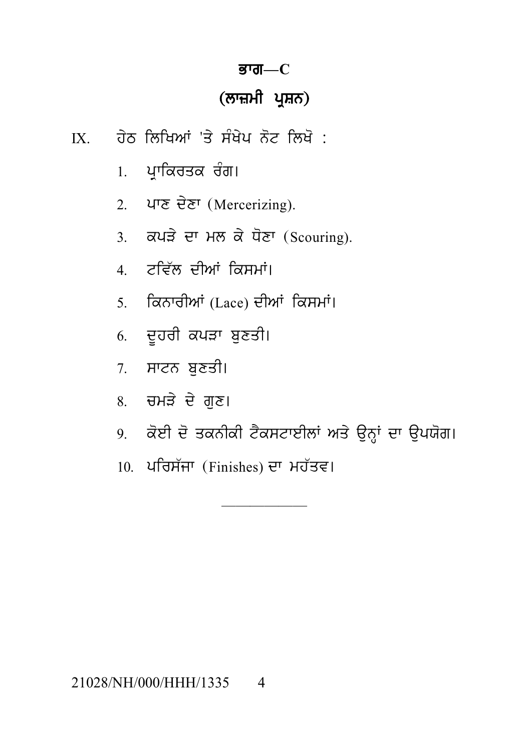## ਭਾਗ—C

### (ਲਾਜ਼ਮੀ ਪ੍ਰਸ਼ਨ)

IX. ਹੇਠ ਲਿਖਿਆਂ 'ਤੇ ਸੰਖੇਪ ਨੋਟ ਲਿਖੋ :

1. ਪ੍ਰਾਕਿਰਤਕ ਰੰਗ।
2. ਪਾਣ ਦੇਣਾ (Mercerizing).
3. ਕਪੜੇ ਦਾ ਮਲ ਕੇ ਧੋਣਾ (Scouring).
4. ਟਵਿੱਲ ਦੀਆਂ ਕਿਸਮਾਂ।
5. ਕਿਨਾਰੀਆਂ (Lace) ਦੀਆਂ ਕਿਸਮਾਂ।
6. ਦੂਹਰੀ ਕਪੜਾ ਬੁਣਤੀ।
7. ਸਾਟਨ ਬੁਣਤੀ।
8. ਚਮੜੇ ਦੇ ਗੁਣ।
9. ਕੋਈ ਦੋ ਤਕਨੀਕੀ ਟੈਕਸਟਾਈਲਾਂ ਅਤੇ ਉਨ੍ਹਾਂ ਦਾ ਉਪਯੋਗ।
10. ਪਰਿਸੱਜਾ (Finishes) ਦਾ ਮਹੱਤਵ।

21028/NH/000/HHH/1335